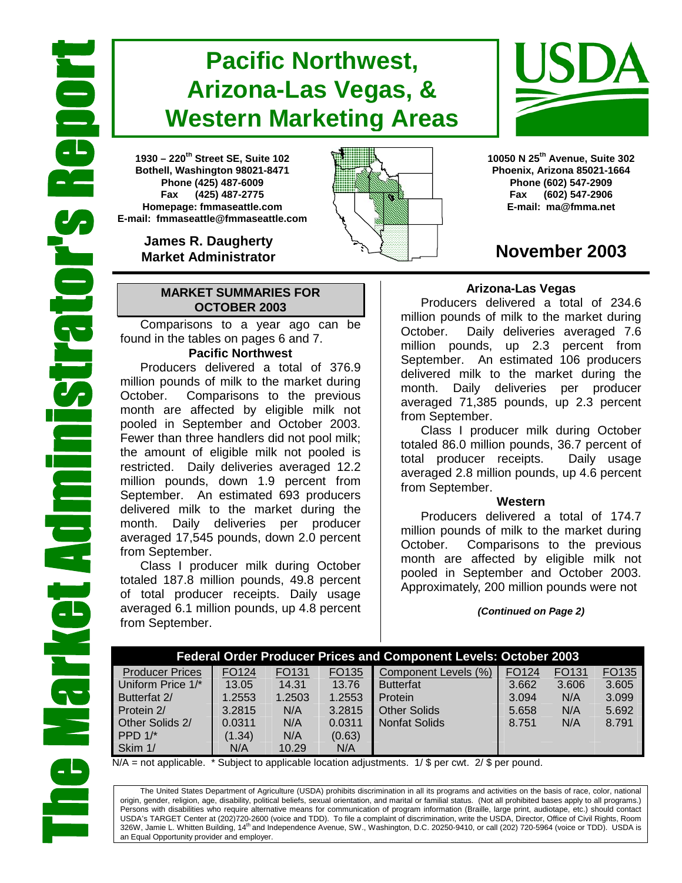# The Market Administrator's Report

# Pacific Northwest, Arizona-Las Vegas, & Western Marketing Areas

USDA

**1930 – 220th Street SE, Suite 102**
**Bothell, Washington 98021-8471**
**Phone (425) 487-6009**
**Fax (425) 487-2775**
**Homepage: fmmaseattle.com**
**E-mail: fmmaseattle@fmmaseattle.com**

**James R. Daugherty**
**Market Administrator**

**10050 N 25th Avenue, Suite 302**
**Phoenix, Arizona 85021-1664**
**Phone (602) 547-2909**
**Fax (602) 547-2906**
**E-mail: ma@fmma.net**

## November 2003

### MARKET SUMMARIES FOR OCTOBER 2003

Comparisons to a year ago can be found in the tables on pages 6 and 7.

**Pacific Northwest**

Producers delivered a total of 376.9 million pounds of milk to the market during October. Comparisons to the previous month are affected by eligible milk not pooled in September and October 2003. Fewer than three handlers did not pool milk; the amount of eligible milk not pooled is restricted. Daily deliveries averaged 12.2 million pounds, down 1.9 percent from September. An estimated 693 producers delivered milk to the market during the month. Daily deliveries per producer averaged 17,545 pounds, down 2.0 percent from September.

Class I producer milk during October totaled 187.8 million pounds, 49.8 percent of total producer receipts. Daily usage averaged 6.1 million pounds, up 4.8 percent from September.

**Arizona-Las Vegas**

Producers delivered a total of 234.6 million pounds of milk to the market during October. Daily deliveries averaged 7.6 million pounds, up 2.3 percent from September. An estimated 106 producers delivered milk to the market during the month. Daily deliveries per producer averaged 71,385 pounds, up 2.3 percent from September.

Class I producer milk during October totaled 86.0 million pounds, 36.7 percent of total producer receipts. Daily usage averaged 2.8 million pounds, up 4.6 percent from September.

**Western**

Producers delivered a total of 174.7 million pounds of milk to the market during October. Comparisons to the previous month are affected by eligible milk not pooled in September and October 2003. Approximately, 200 million pounds were not

***(Continued on Page 2)***

**Federal Order Producer Prices and Component Levels: October 2003**

| Producer Prices | FO124 | FO131 | FO135 | Component Levels (%) | FO124 | FO131 | FO135 |
|---|---|---|---|---|---|---|---|
| Uniform Price 1/* | 13.05 | 14.31 | 13.76 | Butterfat | 3.662 | 3.606 | 3.605 |
| Butterfat 2/ | 1.2553 | 1.2503 | 1.2553 | Protein | 3.094 | N/A | 3.099 |
| Protein 2/ | 3.2815 | N/A | 3.2815 | Other Solids | 5.658 | N/A | 5.692 |
| Other Solids 2/ | 0.0311 | N/A | 0.0311 | Nonfat Solids | 8.751 | N/A | 8.791 |
| PPD 1/* | (1.34) | N/A | (0.63) | | | | |
| Skim 1/ | N/A | 10.29 | N/A | | | | |

N/A = not applicable. * Subject to applicable location adjustments. 1/ $ per cwt. 2/ $ per pound.

The United States Department of Agriculture (USDA) prohibits discrimination in all its programs and activities on the basis of race, color, national origin, gender, religion, age, disability, political beliefs, sexual orientation, and marital or familial status. (Not all prohibited bases apply to all programs.) Persons with disabilities who require alternative means for communication of program information (Braille, large print, audiotape, etc.) should contact USDA's TARGET Center at (202)720-2600 (voice and TDD). To file a complaint of discrimination, write the USDA, Director, Office of Civil Rights, Room 326W, Jamie L. Whitten Building, 14th and Independence Avenue, SW., Washington, D.C. 20250-9410, or call (202) 720-5964 (voice or TDD). USDA is an Equal Opportunity provider and employer.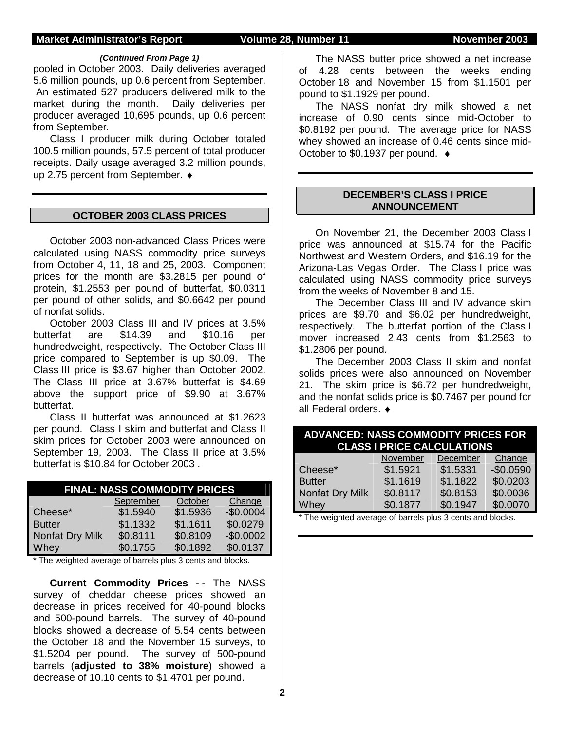*(Continued From Page 1)*

pooled in October 2003. Daily deliveries averaged 5.6 million pounds, up 0.6 percent from September. An estimated 527 producers delivered milk to the market during the month. Daily deliveries per producer averaged 10,695 pounds, up 0.6 percent from September.

Class I producer milk during October totaled 100.5 million pounds, 57.5 percent of total producer receipts. Daily usage averaged 3.2 million pounds, up 2.75 percent from September. ♦

## OCTOBER 2003 CLASS PRICES

October 2003 non-advanced Class Prices were calculated using NASS commodity price surveys from October 4, 11, 18 and 25, 2003. Component prices for the month are $3.2815 per pound of protein, $1.2553 per pound of butterfat, $0.0311 per pound of other solids, and $0.6642 per pound of nonfat solids.

October 2003 Class III and IV prices at 3.5% butterfat are $14.39 and $10.16 per hundredweight, respectively. The October Class III price compared to September is up $0.09. The Class III price is $3.67 higher than October 2002. The Class III price at 3.67% butterfat is $4.69 above the support price of $9.90 at 3.67% butterfat.

Class II butterfat was announced at $1.2623 per pound. Class I skim and butterfat and Class II skim prices for October 2003 were announced on September 19, 2003. The Class II price at 3.5% butterfat is $10.84 for October 2003 .

**FINAL: NASS COMMODITY PRICES**

| | September | October | Change |
|---|---|---|---|
| Cheese* | $1.5940 | $1.5936 | -$0.0004 |
| Butter | $1.1332 | $1.1611 | $0.0279 |
| Nonfat Dry Milk | $0.8111 | $0.8109 | -$0.0002 |
| Whey | $0.1755 | $0.1892 | $0.0137 |

\* The weighted average of barrels plus 3 cents and blocks.

**Current Commodity Prices - -** The NASS survey of cheddar cheese prices showed an decrease in prices received for 40-pound blocks and 500-pound barrels. The survey of 40-pound blocks showed a decrease of 5.54 cents between the October 18 and the November 15 surveys, to $1.5204 per pound. The survey of 500-pound barrels (**adjusted to 38% moisture**) showed a decrease of 10.10 cents to $1.4701 per pound.

The NASS butter price showed a net increase of 4.28 cents between the weeks ending October 18 and November 15 from $1.1501 per pound to $1.1929 per pound.

The NASS nonfat dry milk showed a net increase of 0.90 cents since mid-October to $0.8192 per pound. The average price for NASS whey showed an increase of 0.46 cents since mid-October to $0.1937 per pound. ♦

## DECEMBER'S CLASS I PRICE ANNOUNCEMENT

On November 21, the December 2003 Class I price was announced at $15.74 for the Pacific Northwest and Western Orders, and $16.19 for the Arizona-Las Vegas Order. The Class I price was calculated using NASS commodity price surveys from the weeks of November 8 and 15.

The December Class III and IV advance skim prices are $9.70 and $6.02 per hundredweight, respectively. The butterfat portion of the Class I mover increased 2.43 cents from $1.2563 to $1.2806 per pound.

The December 2003 Class II skim and nonfat solids prices were also announced on November 21. The skim price is $6.72 per hundredweight, and the nonfat solids price is $0.7467 per pound for all Federal orders. ♦

**ADVANCED: NASS COMMODITY PRICES FOR CLASS I PRICE CALCULATIONS**

| | November | December | Change |
|---|---|---|---|
| Cheese* | $1.5921 | $1.5331 | -$0.0590 |
| Butter | $1.1619 | $1.1822 | $0.0203 |
| Nonfat Dry Milk | $0.8117 | $0.8153 | $0.0036 |
| Whey | $0.1877 | $0.1947 | $0.0070 |

\* The weighted average of barrels plus 3 cents and blocks.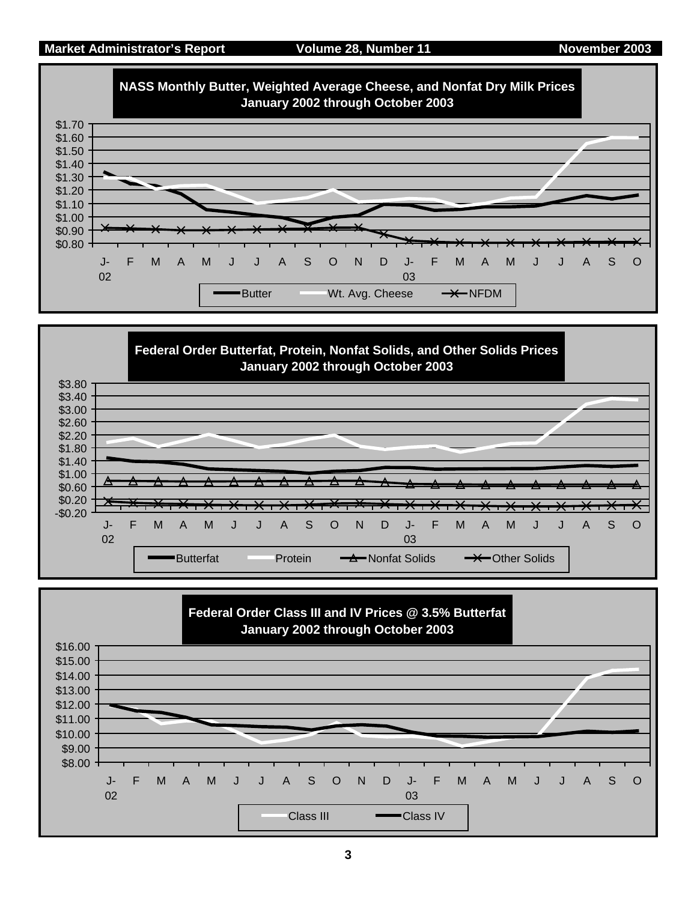## NASS Monthly Butter, Weighted Average Cheese, and Nonfat Dry Milk Prices
### January 2002 through October 2003

$1.70, $1.60, $1.50, $1.40, $1.30, $1.20, $1.10, $1.00, $0.90, $0.80

J-02 F M A M J J A S O N D J-03 F M A M J J A S O

Butter — Wt. Avg. Cheese — NFDM

## Federal Order Butterfat, Protein, Nonfat Solids, and Other Solids Prices
### January 2002 through October 2003

$3.80, $3.40, $3.00, $2.60, $2.20, $1.80, $1.40, $1.00, $0.60, $0.20, -$0.20

J-02 F M A M J J A S O N D J-03 F M A M J J A S O

Butterfat — Protein — Nonfat Solids — Other Solids

## Federal Order Class III and IV Prices @ 3.5% Butterfat
### January 2002 through October 2003

$16.00, $15.00, $14.00, $13.00, $12.00, $11.00, $10.00, $9.00, $8.00

J-02 F M A M J J A S O N D J-03 F M A M J J A S O

Class III — Class IV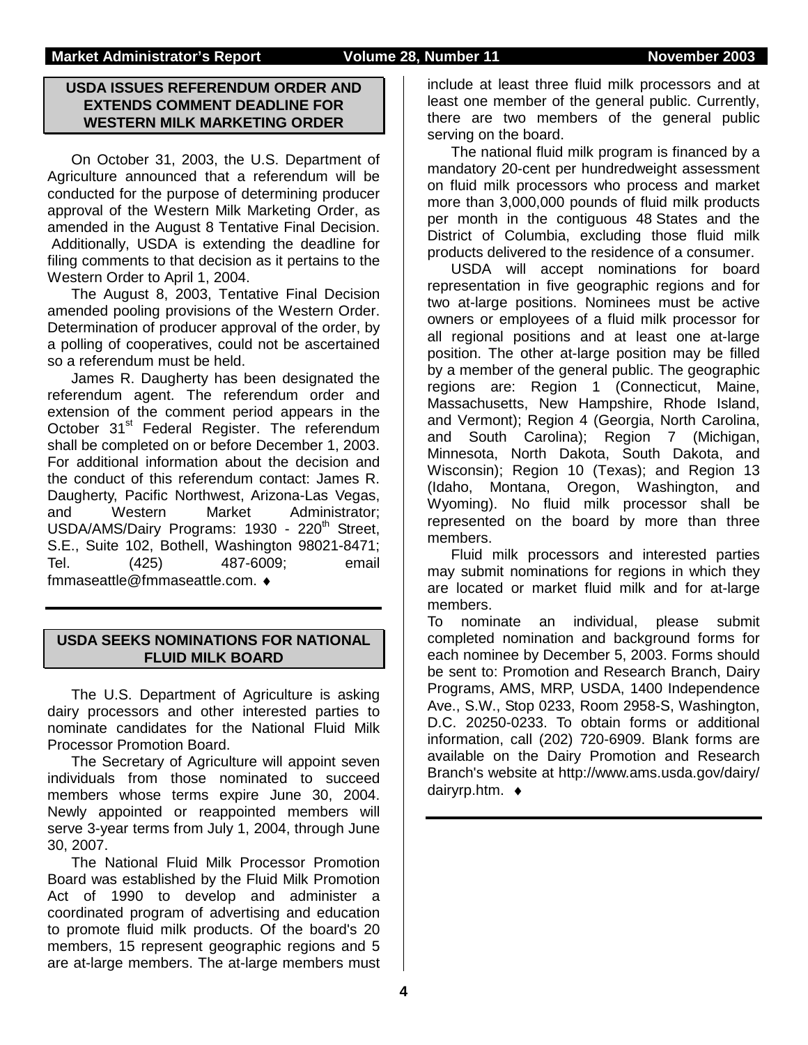## USDA ISSUES REFERENDUM ORDER AND EXTENDS COMMENT DEADLINE FOR WESTERN MILK MARKETING ORDER

On October 31, 2003, the U.S. Department of Agriculture announced that a referendum will be conducted for the purpose of determining producer approval of the Western Milk Marketing Order, as amended in the August 8 Tentative Final Decision. Additionally, USDA is extending the deadline for filing comments to that decision as it pertains to the Western Order to April 1, 2004.

The August 8, 2003, Tentative Final Decision amended pooling provisions of the Western Order. Determination of producer approval of the order, by a polling of cooperatives, could not be ascertained so a referendum must be held.

James R. Daugherty has been designated the referendum agent. The referendum order and extension of the comment period appears in the October 31st Federal Register. The referendum shall be completed on or before December 1, 2003. For additional information about the decision and the conduct of this referendum contact: James R. Daugherty, Pacific Northwest, Arizona-Las Vegas, and Western Market Administrator; USDA/AMS/Dairy Programs: 1930 - 220th Street, S.E., Suite 102, Bothell, Washington 98021-8471; Tel. (425) 487-6009; email fmmaseattle@fmmaseattle.com. ♦

## USDA SEEKS NOMINATIONS FOR NATIONAL FLUID MILK BOARD

The U.S. Department of Agriculture is asking dairy processors and other interested parties to nominate candidates for the National Fluid Milk Processor Promotion Board.

The Secretary of Agriculture will appoint seven individuals from those nominated to succeed members whose terms expire June 30, 2004. Newly appointed or reappointed members will serve 3-year terms from July 1, 2004, through June 30, 2007.

The National Fluid Milk Processor Promotion Board was established by the Fluid Milk Promotion Act of 1990 to develop and administer a coordinated program of advertising and education to promote fluid milk products. Of the board's 20 members, 15 represent geographic regions and 5 are at-large members. The at-large members must include at least three fluid milk processors and at least one member of the general public. Currently, there are two members of the general public serving on the board.

The national fluid milk program is financed by a mandatory 20-cent per hundredweight assessment on fluid milk processors who process and market more than 3,000,000 pounds of fluid milk products per month in the contiguous 48 States and the District of Columbia, excluding those fluid milk products delivered to the residence of a consumer.

USDA will accept nominations for board representation in five geographic regions and for two at-large positions. Nominees must be active owners or employees of a fluid milk processor for all regional positions and at least one at-large position. The other at-large position may be filled by a member of the general public. The geographic regions are: Region 1 (Connecticut, Maine, Massachusetts, New Hampshire, Rhode Island, and Vermont); Region 4 (Georgia, North Carolina, and South Carolina); Region 7 (Michigan, Minnesota, North Dakota, South Dakota, and Wisconsin); Region 10 (Texas); and Region 13 (Idaho, Montana, Oregon, Washington, and Wyoming). No fluid milk processor shall be represented on the board by more than three members.

Fluid milk processors and interested parties may submit nominations for regions in which they are located or market fluid milk and for at-large members.

To nominate an individual, please submit completed nomination and background forms for each nominee by December 5, 2003. Forms should be sent to: Promotion and Research Branch, Dairy Programs, AMS, MRP, USDA, 1400 Independence Ave., S.W., Stop 0233, Room 2958-S, Washington, D.C. 20250-0233. To obtain forms or additional information, call (202) 720-6909. Blank forms are available on the Dairy Promotion and Research Branch's website at http://www.ams.usda.gov/dairy/dairyrp.htm. ♦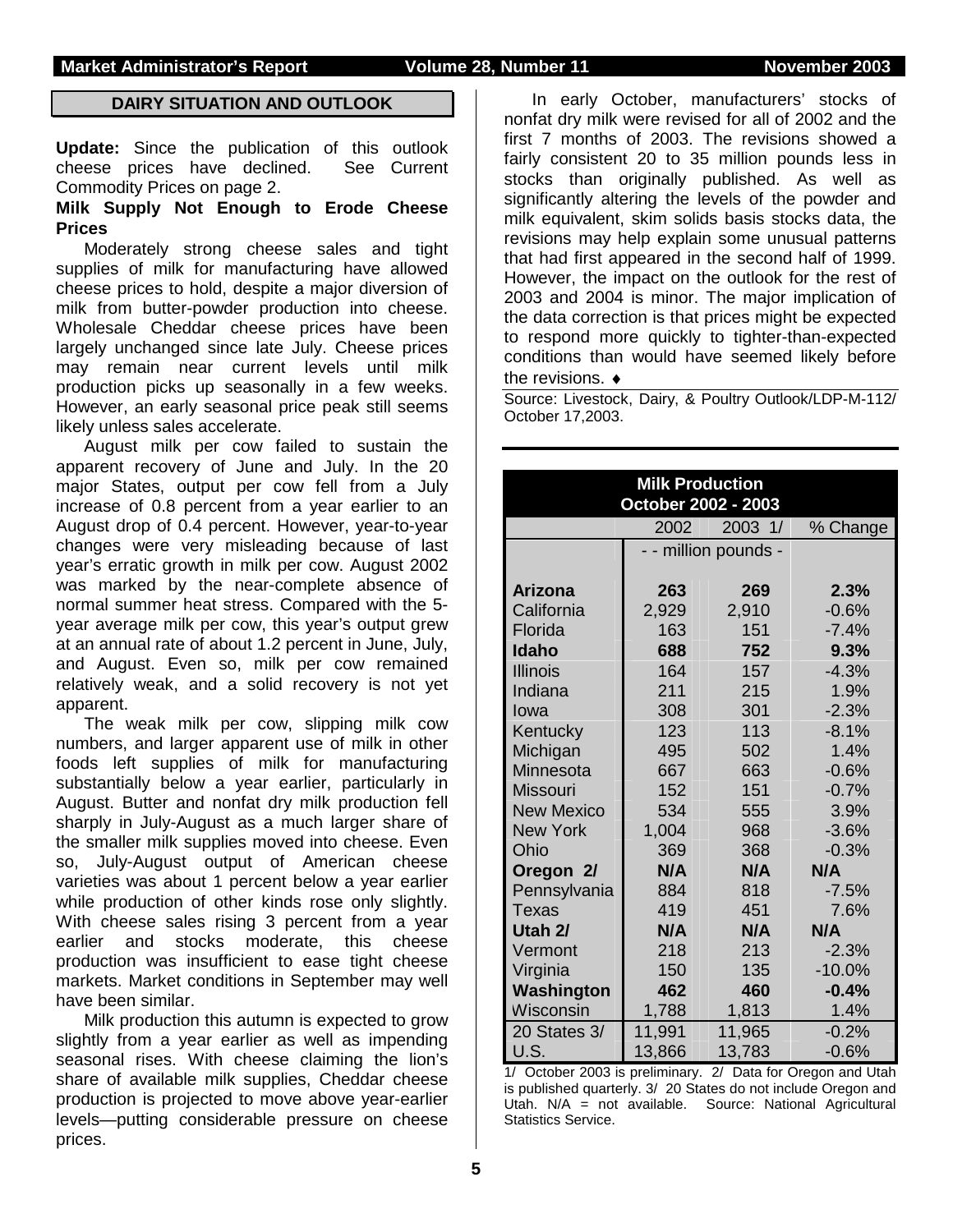## DAIRY SITUATION AND OUTLOOK

**Update:** Since the publication of this outlook cheese prices have declined. See Current Commodity Prices on page 2.

**Milk Supply Not Enough to Erode Cheese Prices**

Moderately strong cheese sales and tight supplies of milk for manufacturing have allowed cheese prices to hold, despite a major diversion of milk from butter-powder production into cheese. Wholesale Cheddar cheese prices have been largely unchanged since late July. Cheese prices may remain near current levels until milk production picks up seasonally in a few weeks. However, an early seasonal price peak still seems likely unless sales accelerate.

August milk per cow failed to sustain the apparent recovery of June and July. In the 20 major States, output per cow fell from a July increase of 0.8 percent from a year earlier to an August drop of 0.4 percent. However, year-to-year changes were very misleading because of last year's erratic growth in milk per cow. August 2002 was marked by the near-complete absence of normal summer heat stress. Compared with the 5-year average milk per cow, this year's output grew at an annual rate of about 1.2 percent in June, July, and August. Even so, milk per cow remained relatively weak, and a solid recovery is not yet apparent.

The weak milk per cow, slipping milk cow numbers, and larger apparent use of milk in other foods left supplies of milk for manufacturing substantially below a year earlier, particularly in August. Butter and nonfat dry milk production fell sharply in July-August as a much larger share of the smaller milk supplies moved into cheese. Even so, July-August output of American cheese varieties was about 1 percent below a year earlier while production of other kinds rose only slightly. With cheese sales rising 3 percent from a year earlier and stocks moderate, this cheese production was insufficient to ease tight cheese markets. Market conditions in September may well have been similar.

Milk production this autumn is expected to grow slightly from a year earlier as well as impending seasonal rises. With cheese claiming the lion's share of available milk supplies, Cheddar cheese production is projected to move above year-earlier levels—putting considerable pressure on cheese prices.

In early October, manufacturers' stocks of nonfat dry milk were revised for all of 2002 and the first 7 months of 2003. The revisions showed a fairly consistent 20 to 35 million pounds less in stocks than originally published. As well as significantly altering the levels of the powder and milk equivalent, skim solids basis stocks data, the revisions may help explain some unusual patterns that had first appeared in the second half of 1999. However, the impact on the outlook for the rest of 2003 and 2004 is minor. The major implication of the data correction is that prices might be expected to respond more quickly to tighter-than-expected conditions than would have seemed likely before the revisions. ♦

Source: Livestock, Dairy, & Poultry Outlook/LDP-M-112/ October 17,2003.

**Milk Production**
**October 2002 - 2003**

| | 2002 | 2003 1/ | % Change |
|---|---|---|---|
| | - - million pounds - | | |
| **Arizona** | **263** | **269** | **2.3%** |
| California | 2,929 | 2,910 | -0.6% |
| Florida | 163 | 151 | -7.4% |
| **Idaho** | **688** | **752** | **9.3%** |
| Illinois | 164 | 157 | -4.3% |
| Indiana | 211 | 215 | 1.9% |
| Iowa | 308 | 301 | -2.3% |
| Kentucky | 123 | 113 | -8.1% |
| Michigan | 495 | 502 | 1.4% |
| Minnesota | 667 | 663 | -0.6% |
| Missouri | 152 | 151 | -0.7% |
| New Mexico | 534 | 555 | 3.9% |
| New York | 1,004 | 968 | -3.6% |
| Ohio | 369 | 368 | -0.3% |
| **Oregon 2/** | **N/A** | **N/A** | **N/A** |
| Pennsylvania | 884 | 818 | -7.5% |
| Texas | 419 | 451 | 7.6% |
| **Utah 2/** | **N/A** | **N/A** | **N/A** |
| Vermont | 218 | 213 | -2.3% |
| Virginia | 150 | 135 | -10.0% |
| **Washington** | **462** | **460** | **-0.4%** |
| Wisconsin | 1,788 | 1,813 | 1.4% |
| 20 States 3/ | 11,991 | 11,965 | -0.2% |
| U.S. | 13,866 | 13,783 | -0.6% |

1/ October 2003 is preliminary. 2/ Data for Oregon and Utah is published quarterly. 3/ 20 States do not include Oregon and Utah. N/A = not available. Source: National Agricultural Statistics Service.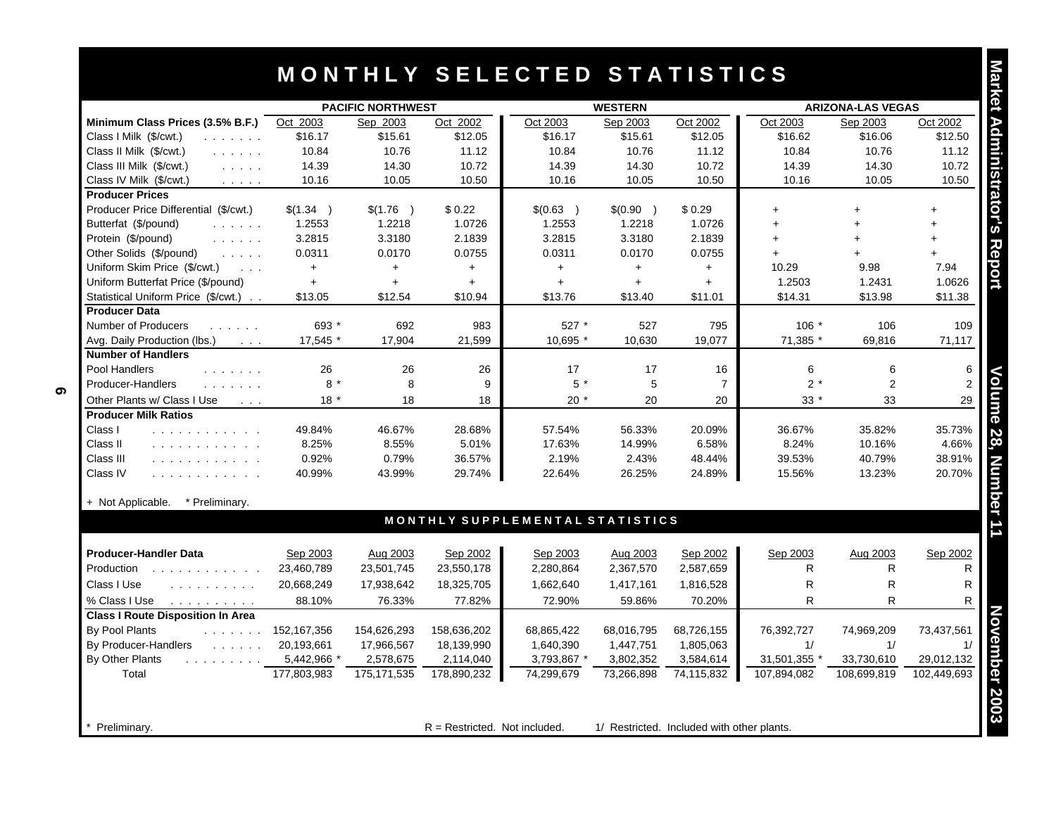# MONTHLY SELECTED STATISTICS

| | PACIFIC NORTHWEST | | | WESTERN | | | ARIZONA-LAS VEGAS | | |
|---|---|---|---|---|---|---|---|---|---|
| **Minimum Class Prices (3.5% B.F.)** | Oct 2003 | Sep 2003 | Oct 2002 | Oct 2003 | Sep 2003 | Oct 2002 | Oct 2003 | Sep 2003 | Oct 2002 |
| Class I Milk ($/cwt.) | $16.17 | $15.61 | $12.05 | $16.17 | $15.61 | $12.05 | $16.62 | $16.06 | $12.50 |
| Class II Milk ($/cwt.) | 10.84 | 10.76 | 11.12 | 10.84 | 10.76 | 11.12 | 10.84 | 10.76 | 11.12 |
| Class III Milk ($/cwt.) | 14.39 | 14.30 | 10.72 | 14.39 | 14.30 | 10.72 | 14.39 | 14.30 | 10.72 |
| Class IV Milk ($/cwt.) | 10.16 | 10.05 | 10.50 | 10.16 | 10.05 | 10.50 | 10.16 | 10.05 | 10.50 |
| **Producer Prices** | | | | | | | | | |
| Producer Price Differential ($/cwt.) | $(1.34 ) | $(1.76 ) | $ 0.22 | $(0.63 ) | $(0.90 ) | $ 0.29 | + | + | + |
| Butterfat ($/pound) | 1.2553 | 1.2218 | 1.0726 | 1.2553 | 1.2218 | 1.0726 | + | + | + |
| Protein ($/pound) | 3.2815 | 3.3180 | 2.1839 | 3.2815 | 3.3180 | 2.1839 | + | + | + |
| Other Solids ($/pound) | 0.0311 | 0.0170 | 0.0755 | 0.0311 | 0.0170 | 0.0755 | + | + | + |
| Uniform Skim Price ($/cwt.) | + | + | + | + | + | + | 10.29 | 9.98 | 7.94 |
| Uniform Butterfat Price ($/pound) | + | + | + | + | + | + | 1.2503 | 1.2431 | 1.0626 |
| Statistical Uniform Price ($/cwt.) | $13.05 | $12.54 | $10.94 | $13.76 | $13.40 | $11.01 | $14.31 | $13.98 | $11.38 |
| **Producer Data** | | | | | | | | | |
| Number of Producers | 693 * | 692 | 983 | 527 * | 527 | 795 | 106 * | 106 | 109 |
| Avg. Daily Production (lbs.) | 17,545 * | 17,904 | 21,599 | 10,695 * | 10,630 | 19,077 | 71,385 * | 69,816 | 71,117 |
| **Number of Handlers** | | | | | | | | | |
| Pool Handlers | 26 | 26 | 26 | 17 | 17 | 16 | 6 | 6 | 6 |
| Producer-Handlers | 8 * | 8 | 9 | 5 * | 5 | 7 | 2 * | 2 | 2 |
| Other Plants w/ Class I Use | 18 * | 18 | 18 | 20 * | 20 | 20 | 33 * | 33 | 29 |
| **Producer Milk Ratios** | | | | | | | | | |
| Class I | 49.84% | 46.67% | 28.68% | 57.54% | 56.33% | 20.09% | 36.67% | 35.82% | 35.73% |
| Class II | 8.25% | 8.55% | 5.01% | 17.63% | 14.99% | 6.58% | 8.24% | 10.16% | 4.66% |
| Class III | 0.92% | 0.79% | 36.57% | 2.19% | 2.43% | 48.44% | 39.53% | 40.79% | 38.91% |
| Class IV | 40.99% | 43.99% | 29.74% | 22.64% | 26.25% | 24.89% | 15.56% | 13.23% | 20.70% |

+ Not Applicable. * Preliminary.

## MONTHLY SUPPLEMENTAL STATISTICS

| **Producer-Handler Data** | Sep 2003 | Aug 2003 | Sep 2002 | Sep 2003 | Aug 2003 | Sep 2002 | Sep 2003 | Aug 2003 | Sep 2002 |
|---|---|---|---|---|---|---|---|---|---|
| Production | 23,460,789 | 23,501,745 | 23,550,178 | 2,280,864 | 2,367,570 | 2,587,659 | R | R | R |
| Class I Use | 20,668,249 | 17,938,642 | 18,325,705 | 1,662,640 | 1,417,161 | 1,816,528 | R | R | R |
| % Class I Use | 88.10% | 76.33% | 77.82% | 72.90% | 59.86% | 70.20% | R | R | R |
| **Class I Route Disposition In Area** | | | | | | | | | |
| By Pool Plants | 152,167,356 | 154,626,293 | 158,636,202 | 68,865,422 | 68,016,795 | 68,726,155 | 76,392,727 | 74,969,209 | 73,437,561 |
| By Producer-Handlers | 20,193,661 | 17,966,567 | 18,139,990 | 1,640,390 | 1,447,751 | 1,805,063 | 1/ | 1/ | 1/ |
| By Other Plants | 5,442,966 * | 2,578,675 | 2,114,040 | 3,793,867 * | 3,802,352 | 3,584,614 | 31,501,355 * | 33,730,610 | 29,012,132 |
| Total | 177,803,983 | 175,171,535 | 178,890,232 | 74,299,679 | 73,266,898 | 74,115,832 | 107,894,082 | 108,699,819 | 102,449,693 |

\* Preliminary. R = Restricted. Not included. 1/ Restricted. Included with other plants.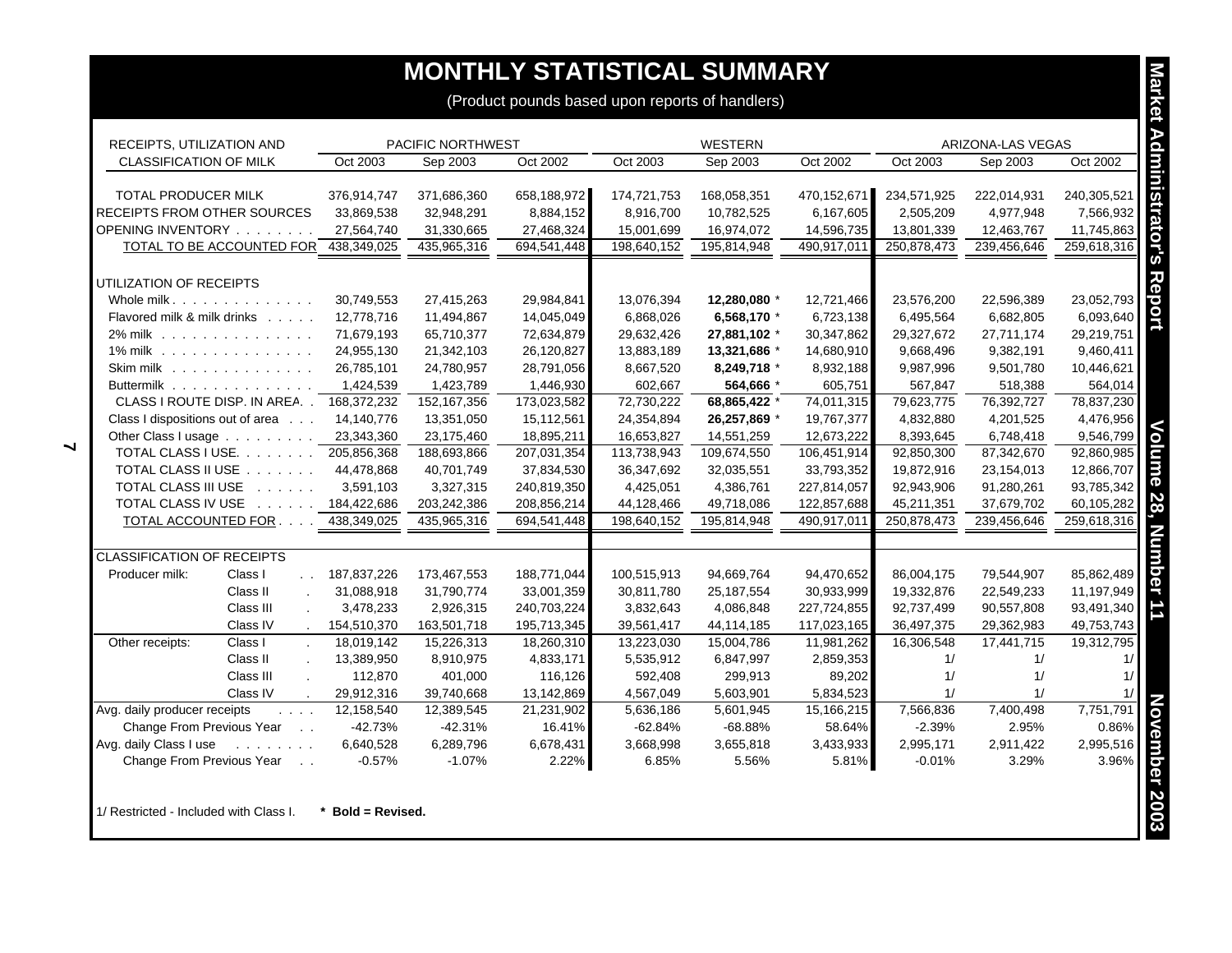# MONTHLY STATISTICAL SUMMARY

(Product pounds based upon reports of handlers)

| RECEIPTS, UTILIZATION AND CLASSIFICATION OF MILK | | PACIFIC NORTHWEST Oct 2003 | PACIFIC NORTHWEST Sep 2003 | PACIFIC NORTHWEST Oct 2002 | WESTERN Oct 2003 | WESTERN Sep 2003 | WESTERN Oct 2002 | ARIZONA-LAS VEGAS Oct 2003 | ARIZONA-LAS VEGAS Sep 2003 | ARIZONA-LAS VEGAS Oct 2002 |
|---|---|---|---|---|---|---|---|---|---|---|
| TOTAL PRODUCER MILK | | 376,914,747 | 371,686,360 | 658,188,972 | 174,721,753 | 168,058,351 | 470,152,671 | 234,571,925 | 222,014,931 | 240,305,521 |
| RECEIPTS FROM OTHER SOURCES | | 33,869,538 | 32,948,291 | 8,884,152 | 8,916,700 | 10,782,525 | 6,167,605 | 2,505,209 | 4,977,948 | 7,566,932 |
| OPENING INVENTORY | | 27,564,740 | 31,330,665 | 27,468,324 | 15,001,699 | 16,974,072 | 14,596,735 | 13,801,339 | 12,463,767 | 11,745,863 |
| TOTAL TO BE ACCOUNTED FOR | | 438,349,025 | 435,965,316 | 694,541,448 | 198,640,152 | 195,814,948 | 490,917,011 | 250,878,473 | 239,456,646 | 259,618,316 |
| UTILIZATION OF RECEIPTS | | | | | | | | | | |
| Whole milk | | 30,749,553 | 27,415,263 | 29,984,841 | 13,076,394 | **12,280,080** * | 12,721,466 | 23,576,200 | 22,596,389 | 23,052,793 |
| Flavored milk & milk drinks | | 12,778,716 | 11,494,867 | 14,045,049 | 6,868,026 | **6,568,170** * | 6,723,138 | 6,495,564 | 6,682,805 | 6,093,640 |
| 2% milk | | 71,679,193 | 65,710,377 | 72,634,879 | 29,632,426 | **27,881,102** * | 30,347,862 | 29,327,672 | 27,711,174 | 29,219,751 |
| 1% milk | | 24,955,130 | 21,342,103 | 26,120,827 | 13,883,189 | **13,321,686** * | 14,680,910 | 9,668,496 | 9,382,191 | 9,460,411 |
| Skim milk | | 26,785,101 | 24,780,957 | 28,791,056 | 8,667,520 | **8,249,718** * | 8,932,188 | 9,987,996 | 9,501,780 | 10,446,621 |
| Buttermilk | | 1,424,539 | 1,423,789 | 1,446,930 | 602,667 | **564,666** * | 605,751 | 567,847 | 518,388 | 564,014 |
| CLASS I ROUTE DISP. IN AREA | | 168,372,232 | 152,167,356 | 173,023,582 | 72,730,222 | **68,865,422** * | 74,011,315 | 79,623,775 | 76,392,727 | 78,837,230 |
| Class I dispositions out of area | | 14,140,776 | 13,351,050 | 15,112,561 | 24,354,894 | **26,257,869** * | 19,767,377 | 4,832,880 | 4,201,525 | 4,476,956 |
| Other Class I usage | | 23,343,360 | 23,175,460 | 18,895,211 | 16,653,827 | 14,551,259 | 12,673,222 | 8,393,645 | 6,748,418 | 9,546,799 |
| TOTAL CLASS I USE | | 205,856,368 | 188,693,866 | 207,031,354 | 113,738,943 | 109,674,550 | 106,451,914 | 92,850,300 | 87,342,670 | 92,860,985 |
| TOTAL CLASS II USE | | 44,478,868 | 40,701,749 | 37,834,530 | 36,347,692 | 32,035,551 | 33,793,352 | 19,872,916 | 23,154,013 | 12,866,707 |
| TOTAL CLASS III USE | | 3,591,103 | 3,327,315 | 240,819,350 | 4,425,051 | 4,386,761 | 227,814,057 | 92,943,906 | 91,280,261 | 93,785,342 |
| TOTAL CLASS IV USE | | 184,422,686 | 203,242,386 | 208,856,214 | 44,128,466 | 49,718,086 | 122,857,688 | 45,211,351 | 37,679,702 | 60,105,282 |
| TOTAL ACCOUNTED FOR | | 438,349,025 | 435,965,316 | 694,541,448 | 198,640,152 | 195,814,948 | 490,917,011 | 250,878,473 | 239,456,646 | 259,618,316 |
| CLASSIFICATION OF RECEIPTS | | | | | | | | | | |
| Producer milk: | Class I | 187,837,226 | 173,467,553 | 188,771,044 | 100,515,913 | 94,669,764 | 94,470,652 | 86,004,175 | 79,544,907 | 85,862,489 |
| | Class II | 31,088,918 | 31,790,774 | 33,001,359 | 30,811,780 | 25,187,554 | 30,933,999 | 19,332,876 | 22,549,233 | 11,197,949 |
| | Class III | 3,478,233 | 2,926,315 | 240,703,224 | 3,832,643 | 4,086,848 | 227,724,855 | 92,737,499 | 90,557,808 | 93,491,340 |
| | Class IV | 154,510,370 | 163,501,718 | 195,713,345 | 39,561,417 | 44,114,185 | 117,023,165 | 36,497,375 | 29,362,983 | 49,753,743 |
| Other receipts: | Class I | 18,019,142 | 15,226,313 | 18,260,310 | 13,223,030 | 15,004,786 | 11,981,262 | 16,306,548 | 17,441,715 | 19,312,795 |
| | Class II | 13,389,950 | 8,910,975 | 4,833,171 | 5,535,912 | 6,847,997 | 2,859,353 | 1/ | 1/ | 1/ |
| | Class III | 112,870 | 401,000 | 116,126 | 592,408 | 299,913 | 89,202 | 1/ | 1/ | 1/ |
| | Class IV | 29,912,316 | 39,740,668 | 13,142,869 | 4,567,049 | 5,603,901 | 5,834,523 | 1/ | 1/ | 1/ |
| Avg. daily producer receipts | | 12,158,540 | 12,389,545 | 21,231,902 | 5,636,186 | 5,601,945 | 15,166,215 | 7,566,836 | 7,400,498 | 7,751,791 |
| Change From Previous Year | | -42.73% | -42.31% | 16.41% | -62.84% | -68.88% | 58.64% | -2.39% | 2.95% | 0.86% |
| Avg. daily Class I use | | 6,640,528 | 6,289,796 | 6,678,431 | 3,668,998 | 3,655,818 | 3,433,933 | 2,995,171 | 2,911,422 | 2,995,516 |
| Change From Previous Year | | -0.57% | -1.07% | 2.22% | 6.85% | 5.56% | 5.81% | -0.01% | 3.29% | 3.96% |

1/ Restricted - Included with Class I. **\* Bold = Revised.**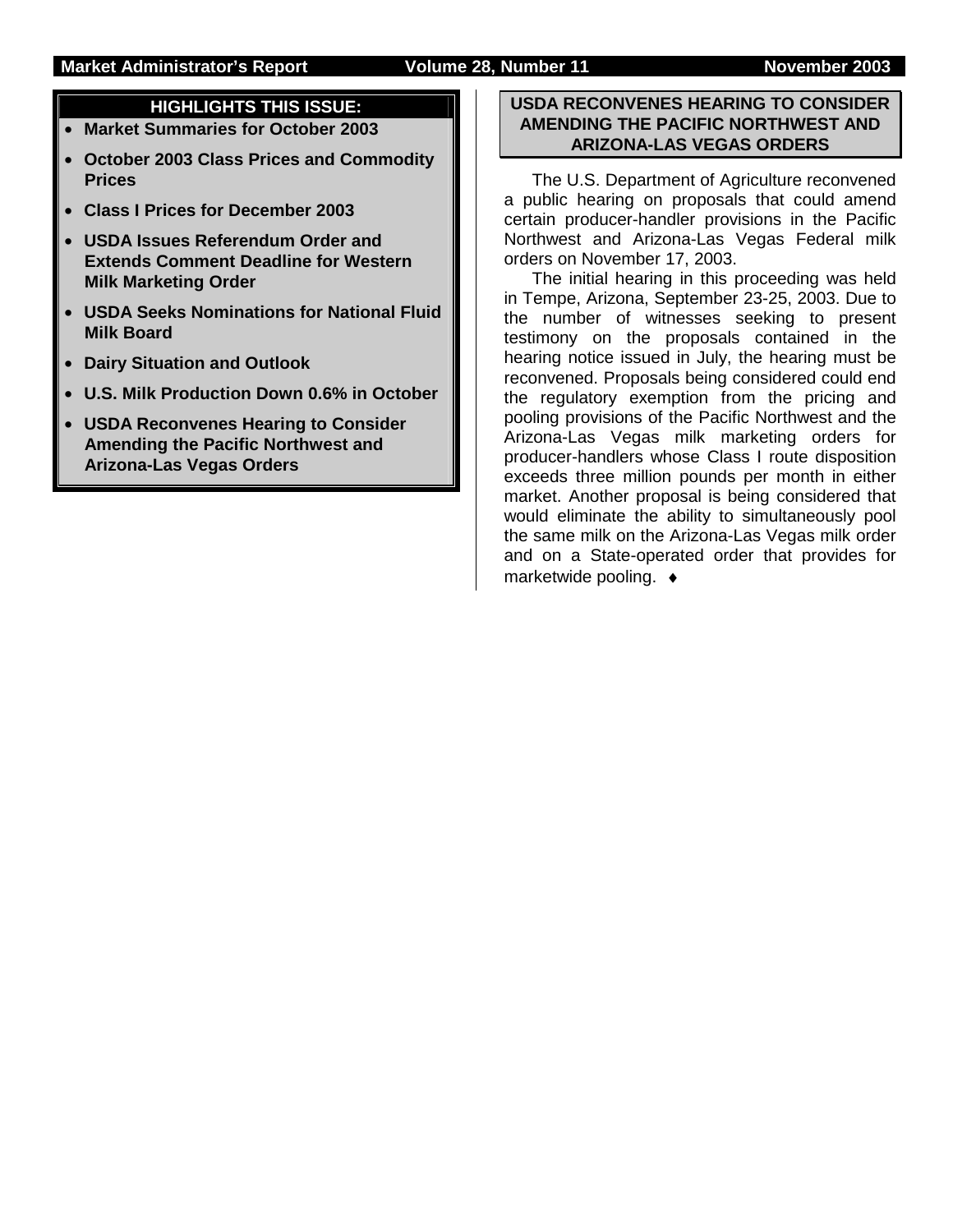## HIGHLIGHTS THIS ISSUE:

- **Market Summaries for October 2003**
- **October 2003 Class Prices and Commodity Prices**
- **Class I Prices for December 2003**
- **USDA Issues Referendum Order and Extends Comment Deadline for Western Milk Marketing Order**
- **USDA Seeks Nominations for National Fluid Milk Board**
- **Dairy Situation and Outlook**
- **U.S. Milk Production Down 0.6% in October**
- **USDA Reconvenes Hearing to Consider Amending the Pacific Northwest and Arizona-Las Vegas Orders**

## USDA RECONVENES HEARING TO CONSIDER AMENDING THE PACIFIC NORTHWEST AND ARIZONA-LAS VEGAS ORDERS

The U.S. Department of Agriculture reconvened a public hearing on proposals that could amend certain producer-handler provisions in the Pacific Northwest and Arizona-Las Vegas Federal milk orders on November 17, 2003.

The initial hearing in this proceeding was held in Tempe, Arizona, September 23-25, 2003. Due to the number of witnesses seeking to present testimony on the proposals contained in the hearing notice issued in July, the hearing must be reconvened. Proposals being considered could end the regulatory exemption from the pricing and pooling provisions of the Pacific Northwest and the Arizona-Las Vegas milk marketing orders for producer-handlers whose Class I route disposition exceeds three million pounds per month in either market. Another proposal is being considered that would eliminate the ability to simultaneously pool the same milk on the Arizona-Las Vegas milk order and on a State-operated order that provides for marketwide pooling. ♦